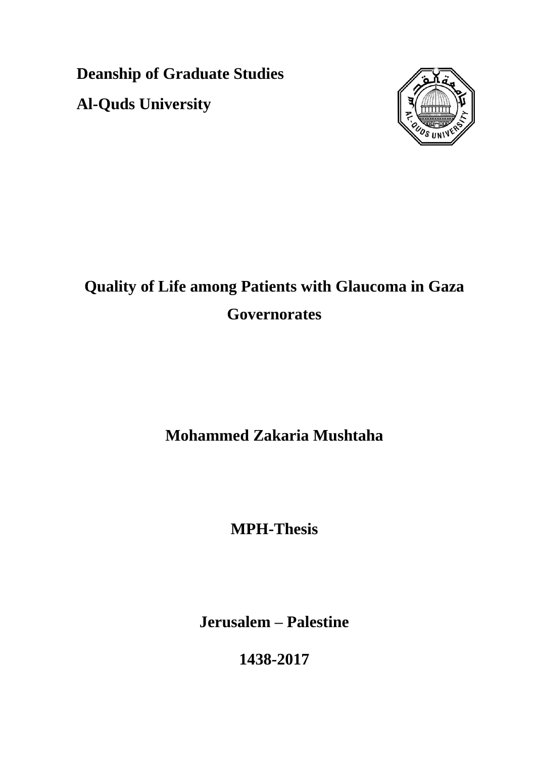**Deanship of Graduate Studies**

**Al-Quds University**

# Quality of Life among Patients with Glaucoma in Gaza Governorates

**Mohammed Zakaria Mushtaha**

**MPH-Thesis**

**Jerusalem – Palestine**

**1438-2017**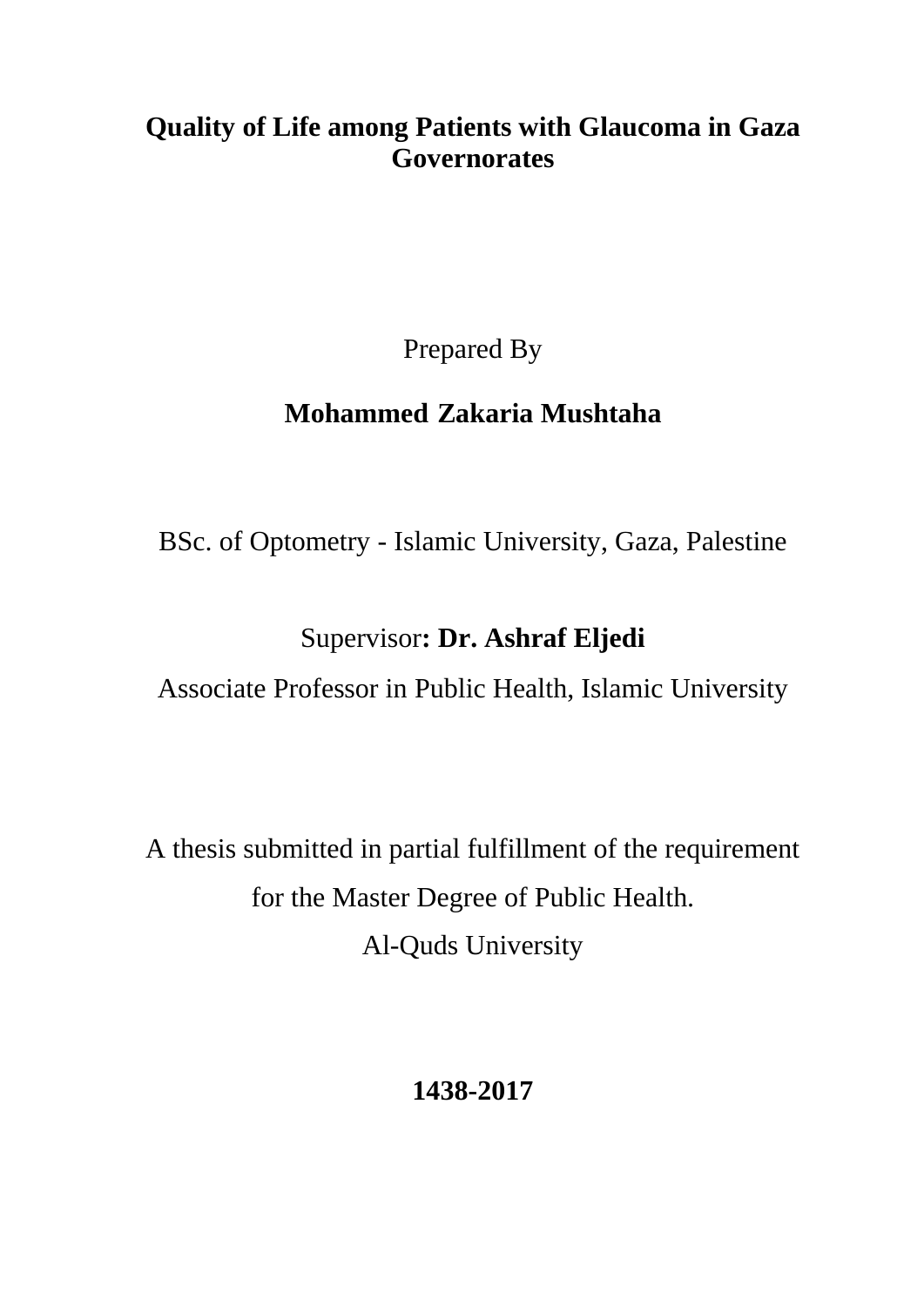# Quality of Life among Patients with Glaucoma in Gaza Governorates

Prepared By

**Mohammed Zakaria Mushtaha**

BSc. of Optometry - Islamic University, Gaza, Palestine

Supervisor**: Dr. Ashraf Eljedi**

Associate Professor in Public Health, Islamic University

A thesis submitted in partial fulfillment of the requirement for the Master Degree of Public Health.

Al-Quds University

**1438-2017**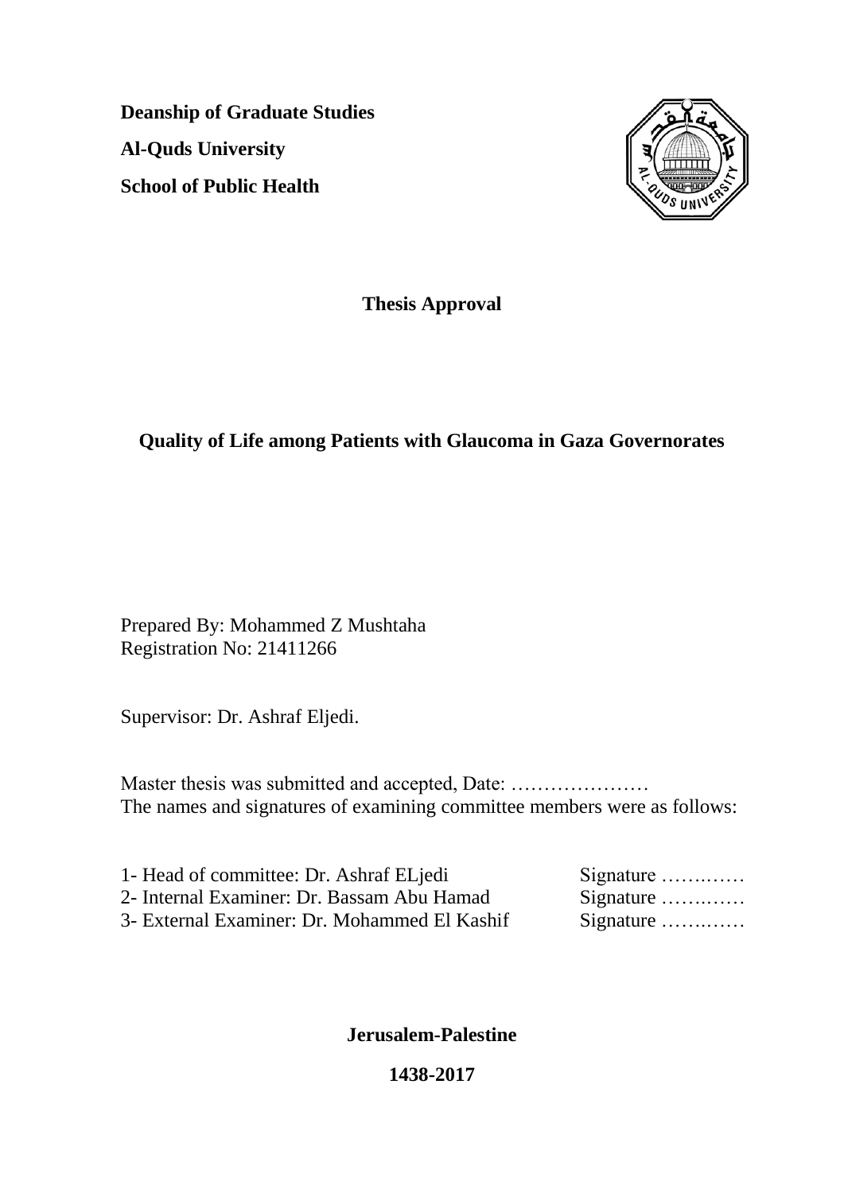**Deanship of Graduate Studies**

**Al-Quds University**

**School of Public Health**

## Thesis Approval

# Quality of Life among Patients with Glaucoma in Gaza Governorates

Prepared By: Mohammed Z Mushtaha
Registration No: 21411266

Supervisor: Dr. Ashraf Eljedi.

Master thesis was submitted and accepted, Date: …………………
The names and signatures of examining committee members were as follows:

1- Head of committee: Dr. Ashraf ELjedi  Signature …….……
2- Internal Examiner: Dr. Bassam Abu Hamad  Signature …….……
3- External Examiner: Dr. Mohammed El Kashif  Signature …….……

**Jerusalem-Palestine**

**1438-2017**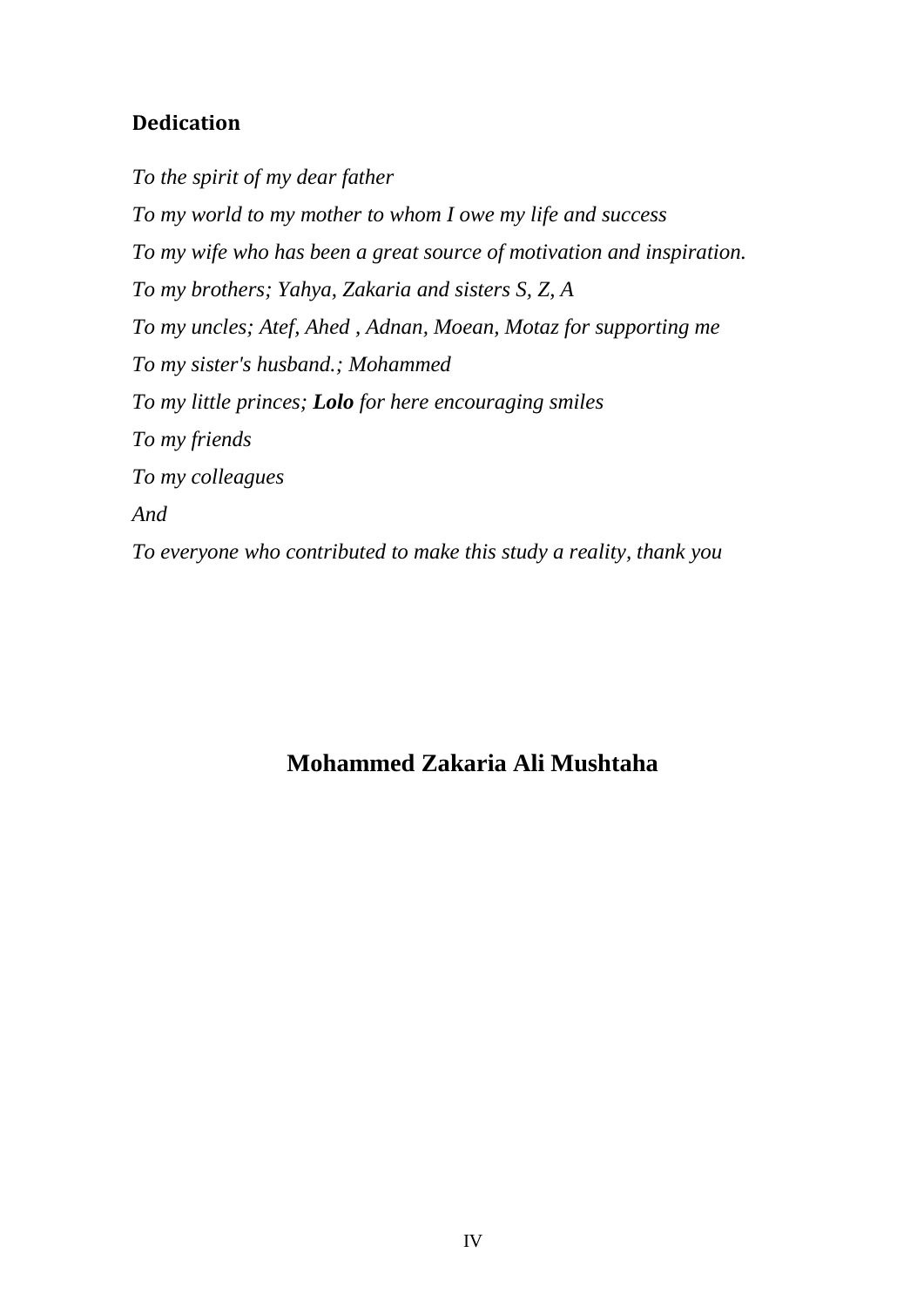## Dedication

*To the spirit of my dear father*

*To my world to my mother to whom I owe my life and success*

*To my wife who has been a great source of motivation and inspiration.*

*To my brothers; Yahya, Zakaria and sisters S, Z, A*

*To my uncles; Atef, Ahed , Adnan, Moean, Motaz for supporting me*

*To my sister's husband.; Mohammed*

*To my little princes;* ***Lolo*** *for here encouraging smiles*

*To my friends*

*To my colleagues*

*And*

*To everyone who contributed to make this study a reality, thank you*

**Mohammed Zakaria Ali Mushtaha**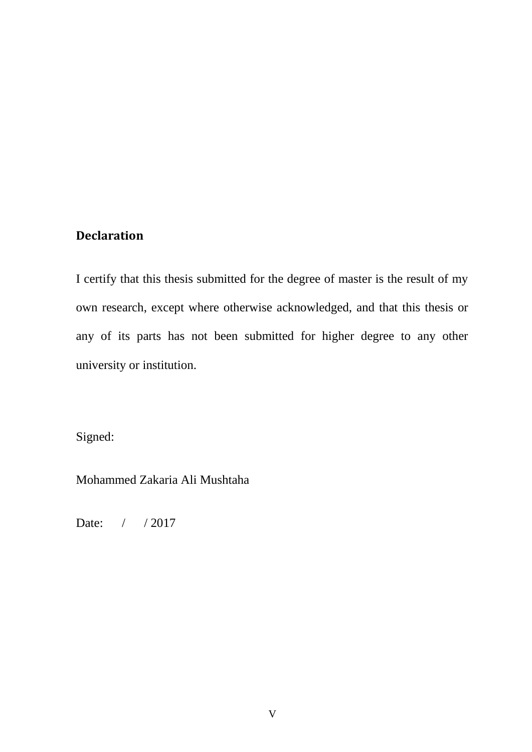## Declaration

I certify that this thesis submitted for the degree of master is the result of my own research, except where otherwise acknowledged, and that this thesis or any of its parts has not been submitted for higher degree to any other university or institution.

Signed:

Mohammed Zakaria Ali Mushtaha

Date:     /     / 2017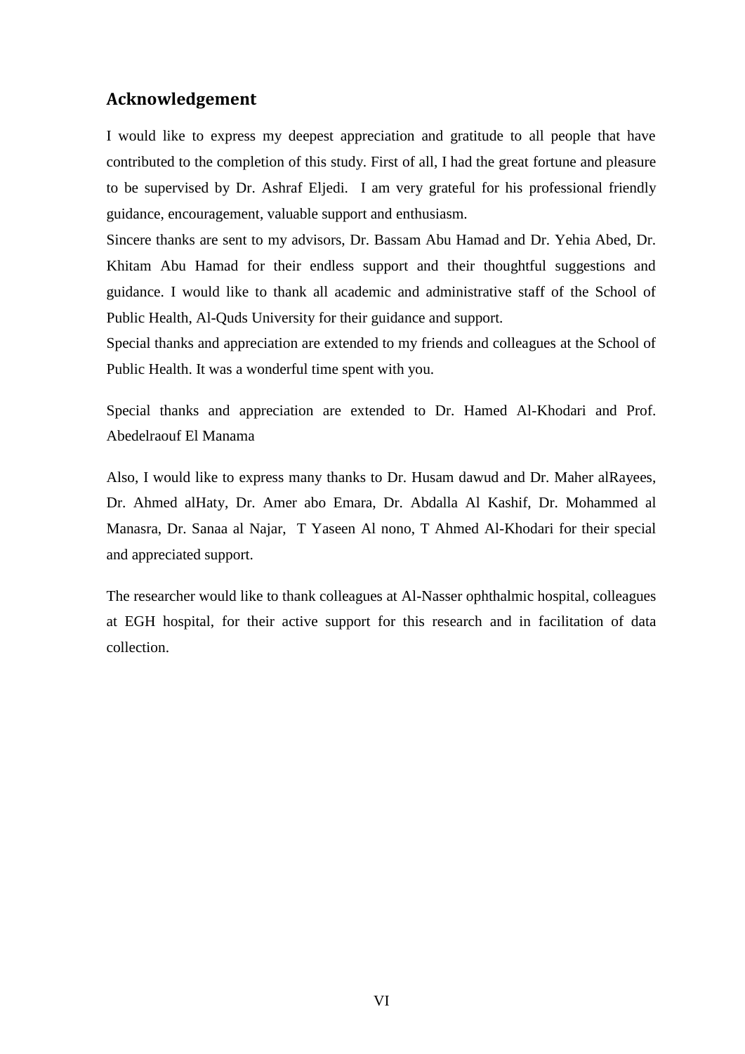## Acknowledgement

I would like to express my deepest appreciation and gratitude to all people that have contributed to the completion of this study. First of all, I had the great fortune and pleasure to be supervised by Dr. Ashraf Eljedi. I am very grateful for his professional friendly guidance, encouragement, valuable support and enthusiasm.

Sincere thanks are sent to my advisors, Dr. Bassam Abu Hamad and Dr. Yehia Abed, Dr. Khitam Abu Hamad for their endless support and their thoughtful suggestions and guidance. I would like to thank all academic and administrative staff of the School of Public Health, Al-Quds University for their guidance and support.

Special thanks and appreciation are extended to my friends and colleagues at the School of Public Health. It was a wonderful time spent with you.

Special thanks and appreciation are extended to Dr. Hamed Al-Khodari and Prof. Abedelraouf El Manama

Also, I would like to express many thanks to Dr. Husam dawud and Dr. Maher alRayees, Dr. Ahmed alHaty, Dr. Amer abo Emara, Dr. Abdalla Al Kashif, Dr. Mohammed al Manasra, Dr. Sanaa al Najar, T Yaseen Al nono, T Ahmed Al-Khodari for their special and appreciated support.

The researcher would like to thank colleagues at Al-Nasser ophthalmic hospital, colleagues at EGH hospital, for their active support for this research and in facilitation of data collection.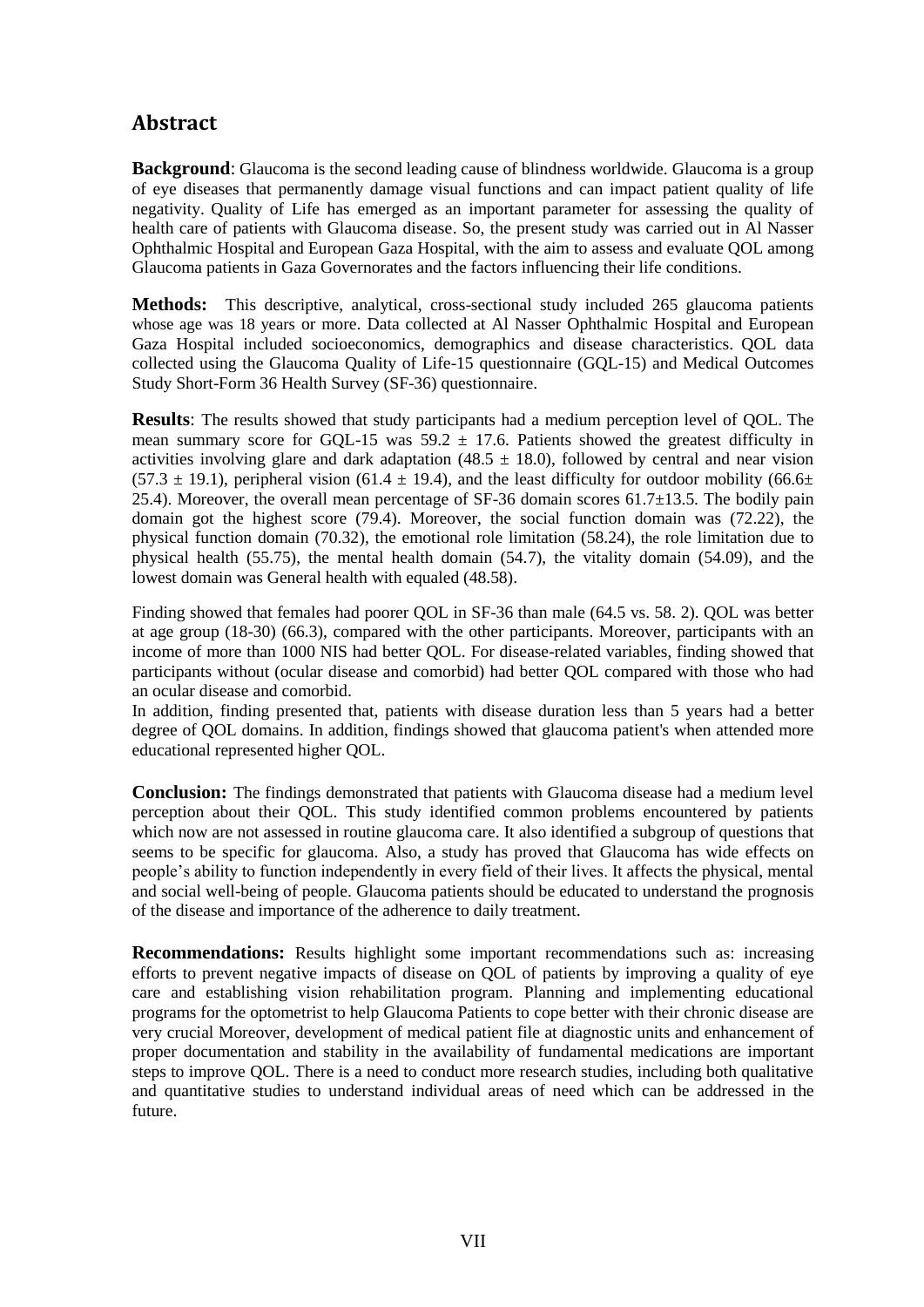## Abstract

**Background**: Glaucoma is the second leading cause of blindness worldwide. Glaucoma is a group of eye diseases that permanently damage visual functions and can impact patient quality of life negativity. Quality of Life has emerged as an important parameter for assessing the quality of health care of patients with Glaucoma disease. So, the present study was carried out in Al Nasser Ophthalmic Hospital and European Gaza Hospital, with the aim to assess and evaluate QOL among Glaucoma patients in Gaza Governorates and the factors influencing their life conditions.

**Methods:** This descriptive, analytical, cross-sectional study included 265 glaucoma patients whose age was 18 years or more. Data collected at Al Nasser Ophthalmic Hospital and European Gaza Hospital included socioeconomics, demographics and disease characteristics. QOL data collected using the Glaucoma Quality of Life-15 questionnaire (GQL-15) and Medical Outcomes Study Short-Form 36 Health Survey (SF-36) questionnaire.

**Results**: The results showed that study participants had a medium perception level of QOL. The mean summary score for GQL-15 was $59.2 \pm 17.6$. Patients showed the greatest difficulty in activities involving glare and dark adaptation ($48.5 \pm 18.0$), followed by central and near vision ($57.3 \pm 19.1$), peripheral vision ($61.4 \pm 19.4$), and the least difficulty for outdoor mobility ($66.6 \pm 25.4$). Moreover, the overall mean percentage of SF-36 domain scores $61.7 \pm 13.5$. The bodily pain domain got the highest score (79.4). Moreover, the social function domain was (72.22), the physical function domain (70.32), the emotional role limitation (58.24), the role limitation due to physical health (55.75), the mental health domain (54.7), the vitality domain (54.09), and the lowest domain was General health with equaled (48.58).

Finding showed that females had poorer QOL in SF-36 than male (64.5 vs. 58. 2). QOL was better at age group (18-30) (66.3), compared with the other participants. Moreover, participants with an income of more than 1000 NIS had better QOL. For disease-related variables, finding showed that participants without (ocular disease and comorbid) had better QOL compared with those who had an ocular disease and comorbid.

In addition, finding presented that, patients with disease duration less than 5 years had a better degree of QOL domains. In addition, findings showed that glaucoma patient's when attended more educational represented higher QOL.

**Conclusion:** The findings demonstrated that patients with Glaucoma disease had a medium level perception about their QOL. This study identified common problems encountered by patients which now are not assessed in routine glaucoma care. It also identified a subgroup of questions that seems to be specific for glaucoma. Also, a study has proved that Glaucoma has wide effects on people's ability to function independently in every field of their lives. It affects the physical, mental and social well-being of people. Glaucoma patients should be educated to understand the prognosis of the disease and importance of the adherence to daily treatment.

**Recommendations:** Results highlight some important recommendations such as: increasing efforts to prevent negative impacts of disease on QOL of patients by improving a quality of eye care and establishing vision rehabilitation program. Planning and implementing educational programs for the optometrist to help Glaucoma Patients to cope better with their chronic disease are very crucial Moreover, development of medical patient file at diagnostic units and enhancement of proper documentation and stability in the availability of fundamental medications are important steps to improve QOL. There is a need to conduct more research studies, including both qualitative and quantitative studies to understand individual areas of need which can be addressed in the future.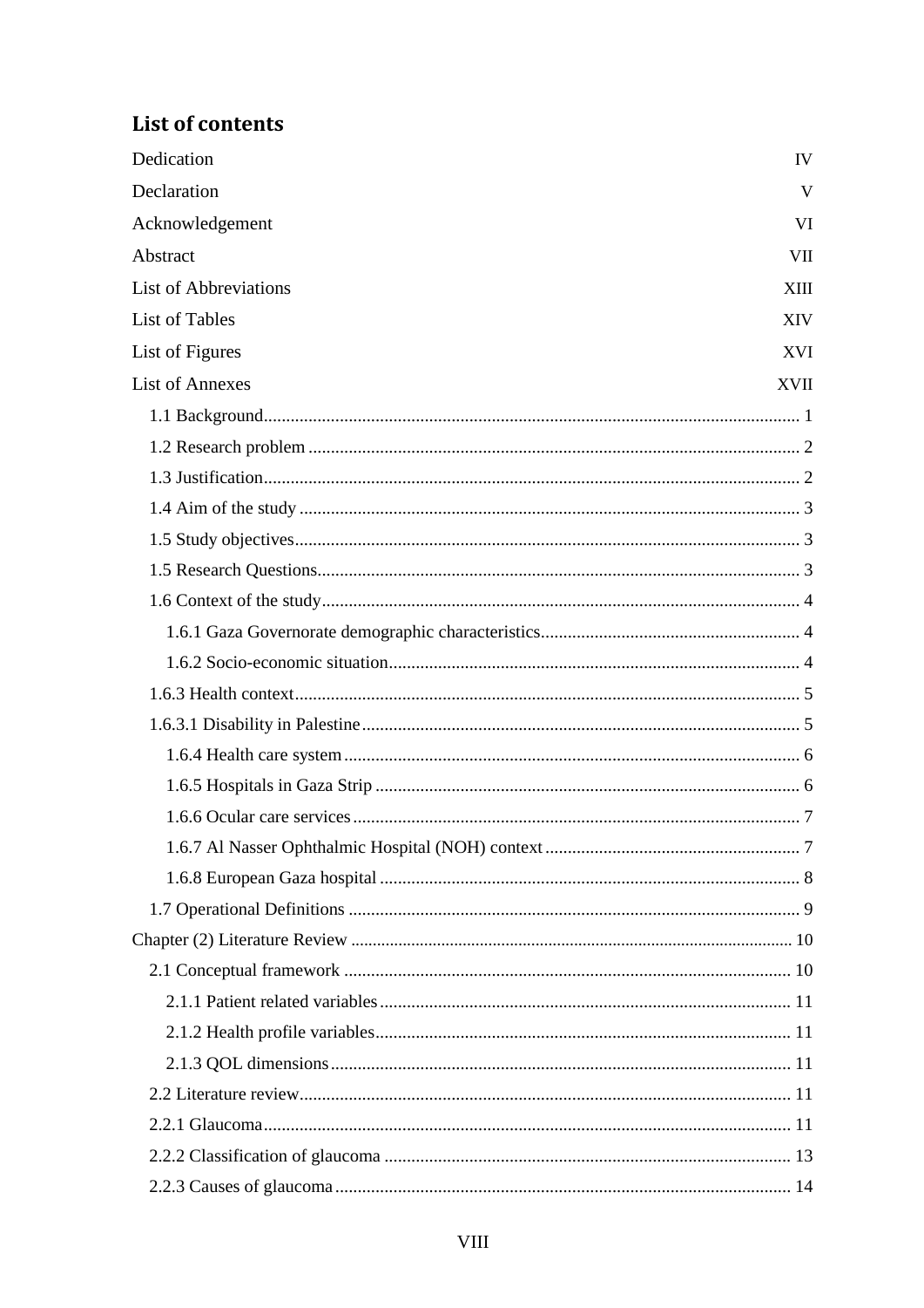## List of contents

| | |
|---|---|
| Dedication | IV |
| Declaration | V |
| Acknowledgement | VI |
| Abstract | VII |
| List of Abbreviations | XIII |
| List of Tables | XIV |
| List of Figures | XVI |
| List of Annexes | XVII |
| 1.1 Background | 1 |
| 1.2 Research problem | 2 |
| 1.3 Justification | 2 |
| 1.4 Aim of the study | 3 |
| 1.5 Study objectives | 3 |
| 1.5 Research Questions | 3 |
| 1.6 Context of the study | 4 |
| 1.6.1 Gaza Governorate demographic characteristics | 4 |
| 1.6.2 Socio-economic situation | 4 |
| 1.6.3 Health context | 5 |
| 1.6.3.1 Disability in Palestine | 5 |
| 1.6.4 Health care system | 6 |
| 1.6.5 Hospitals in Gaza Strip | 6 |
| 1.6.6 Ocular care services | 7 |
| 1.6.7 Al Nasser Ophthalmic Hospital (NOH) context | 7 |
| 1.6.8 European Gaza hospital | 8 |
| 1.7 Operational Definitions | 9 |
| Chapter (2) Literature Review | 10 |
| 2.1 Conceptual framework | 10 |
| 2.1.1 Patient related variables | 11 |
| 2.1.2 Health profile variables | 11 |
| 2.1.3 QOL dimensions | 11 |
| 2.2 Literature review | 11 |
| 2.2.1 Glaucoma | 11 |
| 2.2.2 Classification of glaucoma | 13 |
| 2.2.3 Causes of glaucoma | 14 |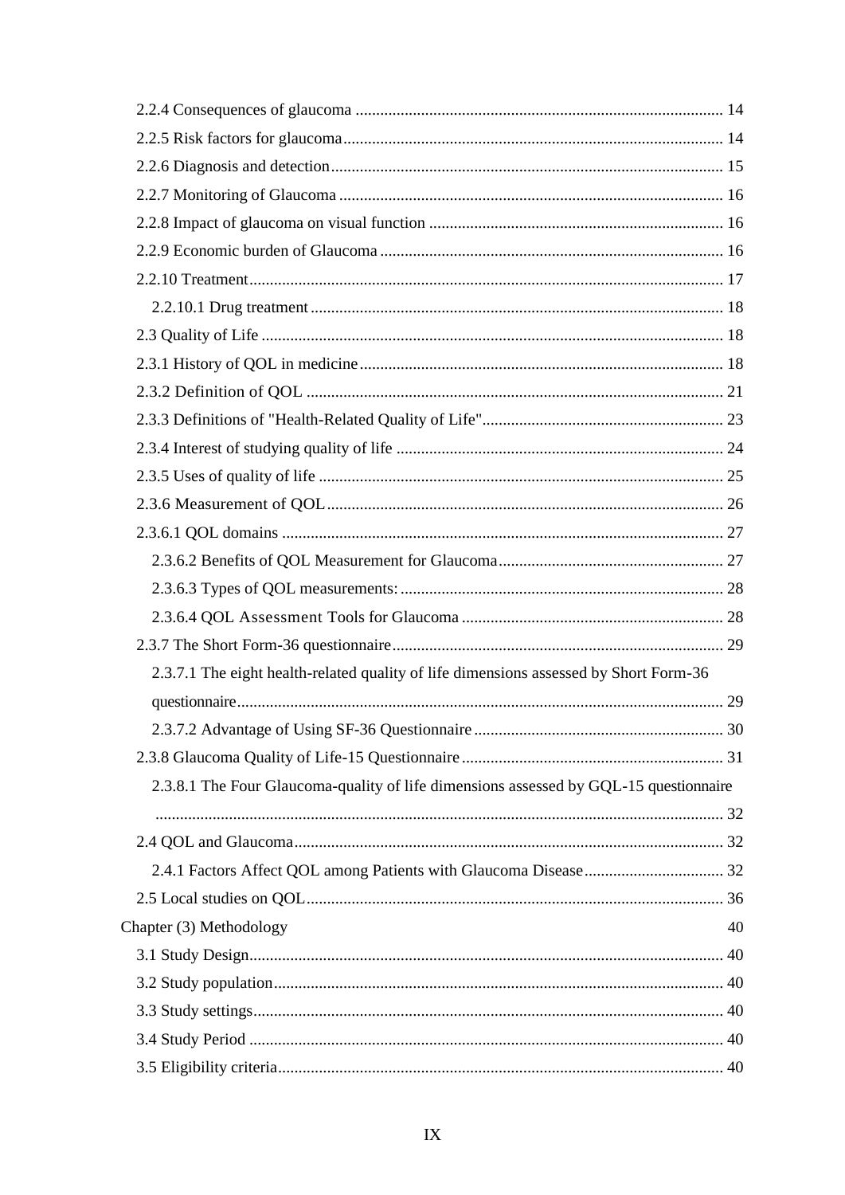2.2.4 Consequences of glaucoma ... 14
2.2.5 Risk factors for glaucoma ... 14
2.2.6 Diagnosis and detection ... 15
2.2.7 Monitoring of Glaucoma ... 16
2.2.8 Impact of glaucoma on visual function ... 16
2.2.9 Economic burden of Glaucoma ... 16
2.2.10 Treatment ... 17
2.2.10.1 Drug treatment ... 18
2.3 Quality of Life ... 18
2.3.1 History of QOL in medicine ... 18
2.3.2 Definition of QOL ... 21
2.3.3 Definitions of "Health-Related Quality of Life" ... 23
2.3.4 Interest of studying quality of life ... 24
2.3.5 Uses of quality of life ... 25
2.3.6 Measurement of QOL ... 26
2.3.6.1 QOL domains ... 27
2.3.6.2 Benefits of QOL Measurement for Glaucoma ... 27
2.3.6.3 Types of QOL measurements: ... 28
2.3.6.4 QOL Assessment Tools for Glaucoma ... 28
2.3.7 The Short Form-36 questionnaire ... 29
2.3.7.1 The eight health-related quality of life dimensions assessed by Short Form-36 questionnaire ... 29
2.3.7.2 Advantage of Using SF-36 Questionnaire ... 30
2.3.8 Glaucoma Quality of Life-15 Questionnaire ... 31
2.3.8.1 The Four Glaucoma-quality of life dimensions assessed by GQL-15 questionnaire ... 32
2.4 QOL and Glaucoma ... 32
2.4.1 Factors Affect QOL among Patients with Glaucoma Disease ... 32
2.5 Local studies on QOL ... 36
Chapter (3) Methodology 40
3.1 Study Design ... 40
3.2 Study population ... 40
3.3 Study settings ... 40
3.4 Study Period ... 40
3.5 Eligibility criteria ... 40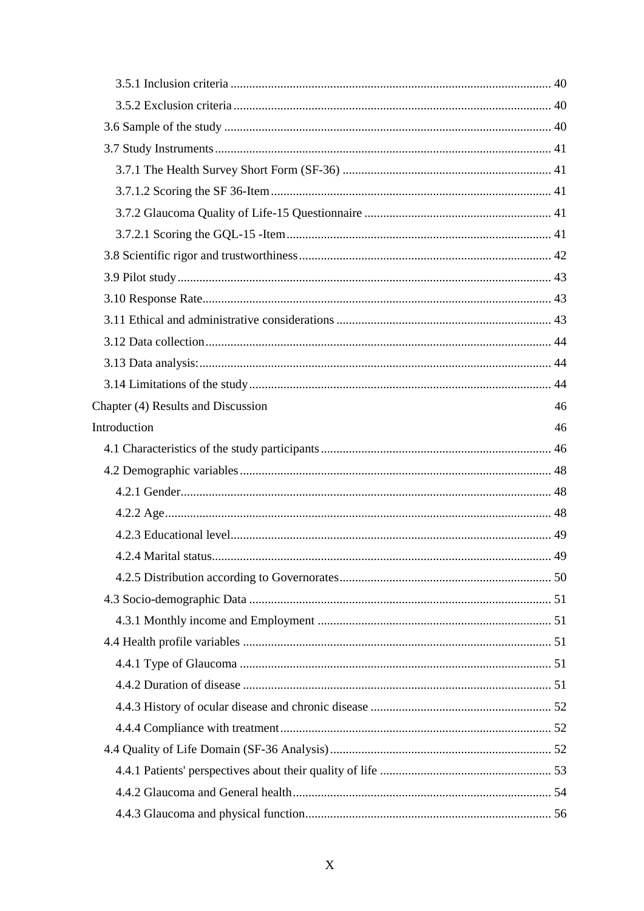3.5.1 Inclusion criteria ....................................................................................................... 40

3.5.2 Exclusion criteria ...................................................................................................... 40

3.6 Sample of the study ......................................................................................................... 40

3.7 Study Instruments ............................................................................................................ 41

3.7.1 The Health Survey Short Form (SF-36) .................................................................. 41

3.7.1.2 Scoring the SF 36-Item .......................................................................................... 41

3.7.2 Glaucoma Quality of Life-15 Questionnaire ........................................................... 41

3.7.2.1 Scoring the GQL-15 -Item ..................................................................................... 41

3.8 Scientific rigor and trustworthiness ................................................................................. 42

3.9 Pilot study ........................................................................................................................ 43

3.10 Response Rate ................................................................................................................ 43

3.11 Ethical and administrative considerations ..................................................................... 43

3.12 Data collection ............................................................................................................... 44

3.13 Data analysis: ................................................................................................................. 44

3.14 Limitations of the study ................................................................................................. 44

Chapter (4) Results and Discussion 46

Introduction 46

4.1 Characteristics of the study participants .......................................................................... 46

4.2 Demographic variables .................................................................................................... 48

4.2.1 Gender ....................................................................................................................... 48

4.2.2 Age ............................................................................................................................ 48

4.2.3 Educational level ....................................................................................................... 49

4.2.4 Marital status ............................................................................................................. 49

4.2.5 Distribution according to Governorates .................................................................... 50

4.3 Socio-demographic Data ................................................................................................. 51

4.3.1 Monthly income and Employment ........................................................................... 51

4.4 Health profile variables ................................................................................................... 51

4.4.1 Type of Glaucoma .................................................................................................... 51

4.4.2 Duration of disease ................................................................................................... 51

4.4.3 History of ocular disease and chronic disease .......................................................... 52

4.4.4 Compliance with treatment ....................................................................................... 52

4.4 Quality of Life Domain (SF-36 Analysis) ....................................................................... 52

4.4.1 Patients' perspectives about their quality of life ....................................................... 53

4.4.2 Glaucoma and General health ................................................................................... 54

4.4.3 Glaucoma and physical function ............................................................................... 56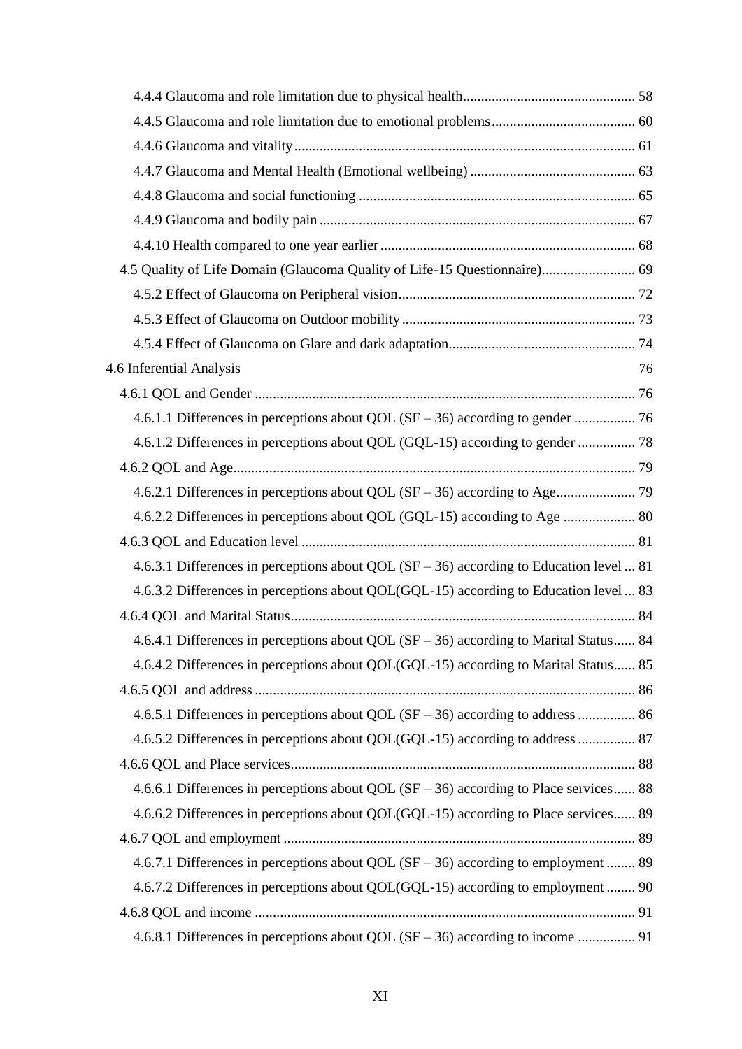4.4.4 Glaucoma and role limitation due to physical health................................................ 58

4.4.5 Glaucoma and role limitation due to emotional problems........................................ 60

4.4.6 Glaucoma and vitality.............................................................................................. 61

4.4.7 Glaucoma and Mental Health (Emotional wellbeing) .............................................. 63

4.4.8 Glaucoma and social functioning ............................................................................ 65

4.4.9 Glaucoma and bodily pain ....................................................................................... 67

4.4.10 Health compared to one year earlier ...................................................................... 68

4.5 Quality of Life Domain (Glaucoma Quality of Life-15 Questionnaire).......................... 69

4.5.2 Effect of Glaucoma on Peripheral vision................................................................. 72

4.5.3 Effect of Glaucoma on Outdoor mobility ................................................................ 73

4.5.4 Effect of Glaucoma on Glare and dark adaptation.................................................... 74

4.6 Inferential Analysis 76

4.6.1 QOL and Gender ......................................................................................................... 76

4.6.1.1 Differences in perceptions about QOL (SF – 36) according to gender ................. 76

4.6.1.2 Differences in perceptions about QOL (GQL-15) according to gender ................ 78

4.6.2 QOL and Age............................................................................................................... 79

4.6.2.1 Differences in perceptions about QOL (SF – 36) according to Age...................... 79

4.6.2.2 Differences in perceptions about QOL (GQL-15) according to Age .................... 80

4.6.3 QOL and Education level ............................................................................................ 81

4.6.3.1 Differences in perceptions about QOL (SF – 36) according to Education level ... 81

4.6.3.2 Differences in perceptions about QOL(GQL-15) according to Education level ... 83

4.6.4 QOL and Marital Status............................................................................................... 84

4.6.4.1 Differences in perceptions about QOL (SF – 36) according to Marital Status...... 84

4.6.4.2 Differences in perceptions about QOL(GQL-15) according to Marital Status...... 85

4.6.5 QOL and address ......................................................................................................... 86

4.6.5.1 Differences in perceptions about QOL (SF – 36) according to address ................ 86

4.6.5.2 Differences in perceptions about QOL(GQL-15) according to address ................ 87

4.6.6 QOL and Place services............................................................................................... 88

4.6.6.1 Differences in perceptions about QOL (SF – 36) according to Place services...... 88

4.6.6.2 Differences in perceptions about QOL(GQL-15) according to Place services...... 89

4.6.7 QOL and employment ................................................................................................. 89

4.6.7.1 Differences in perceptions about QOL (SF – 36) according to employment ........ 89

4.6.7.2 Differences in perceptions about QOL(GQL-15) according to employment ........ 90

4.6.8 QOL and income ......................................................................................................... 91

4.6.8.1 Differences in perceptions about QOL (SF – 36) according to income ................ 91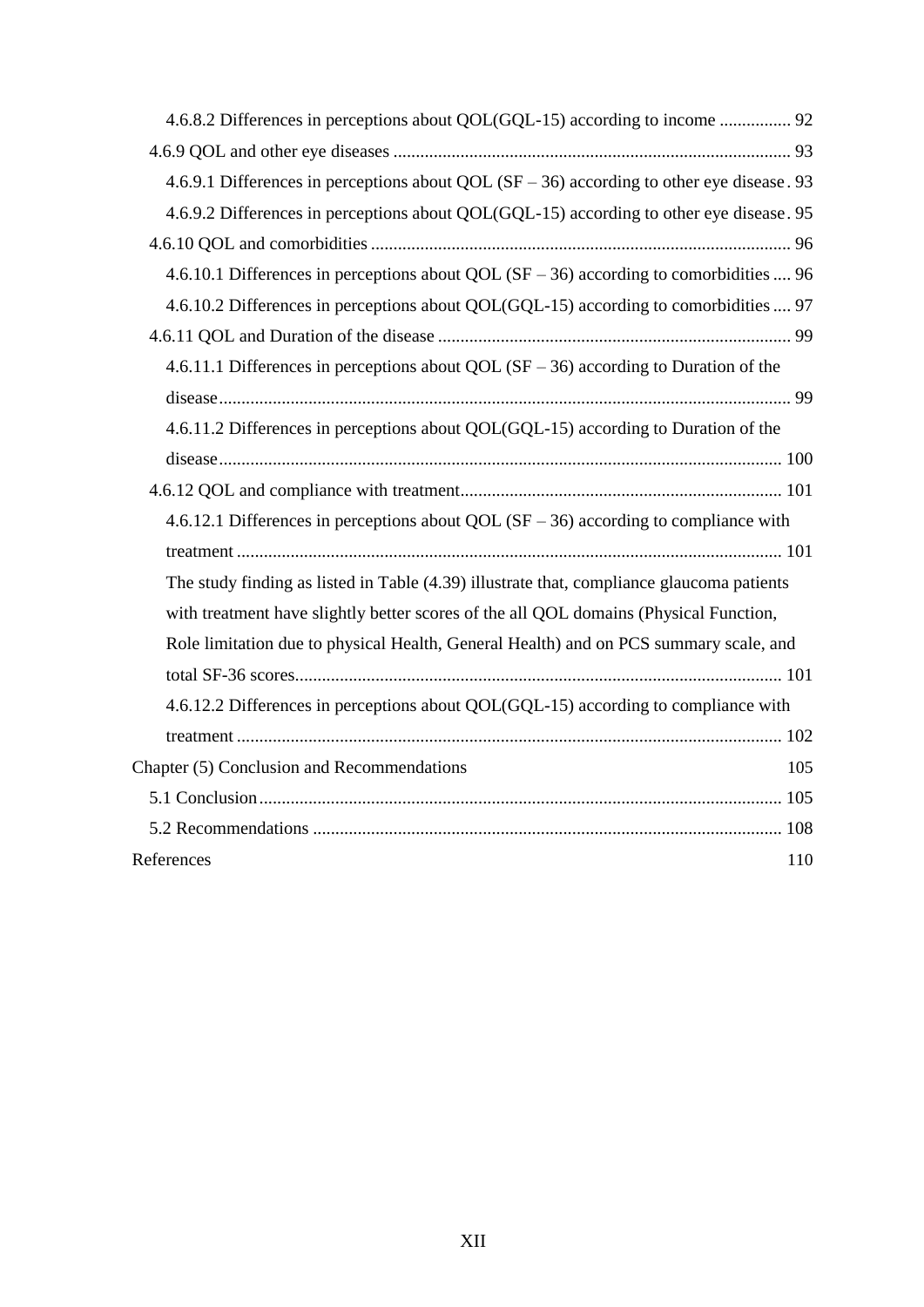4.6.8.2 Differences in perceptions about QOL(GQL-15) according to income ................ 92

4.6.9 QOL and other eye diseases ........................................................................................ 93

4.6.9.1 Differences in perceptions about QOL (SF – 36) according to other eye disease . 93

4.6.9.2 Differences in perceptions about QOL(GQL-15) according to other eye disease . 95

4.6.10 QOL and comorbidities ............................................................................................. 96

4.6.10.1 Differences in perceptions about QOL (SF – 36) according to comorbidities .... 96

4.6.10.2 Differences in perceptions about QOL(GQL-15) according to comorbidities .... 97

4.6.11 QOL and Duration of the disease .............................................................................. 99

4.6.11.1 Differences in perceptions about QOL (SF – 36) according to Duration of the disease.............................................................................................................................. 99

4.6.11.2 Differences in perceptions about QOL(GQL-15) according to Duration of the disease............................................................................................................................. 100

4.6.12 QOL and compliance with treatment....................................................................... 101

4.6.12.1 Differences in perceptions about QOL (SF – 36) according to compliance with treatment ......................................................................................................................... 101

The study finding as listed in Table (4.39) illustrate that, compliance glaucoma patients with treatment have slightly better scores of the all QOL domains (Physical Function, Role limitation due to physical Health, General Health) and on PCS summary scale, and total SF-36 scores............................................................................................................ 101

4.6.12.2 Differences in perceptions about QOL(GQL-15) according to compliance with treatment ......................................................................................................................... 102

Chapter (5) Conclusion and Recommendations 105

5.1 Conclusion.................................................................................................................... 105

5.2 Recommendations ........................................................................................................ 108

References 110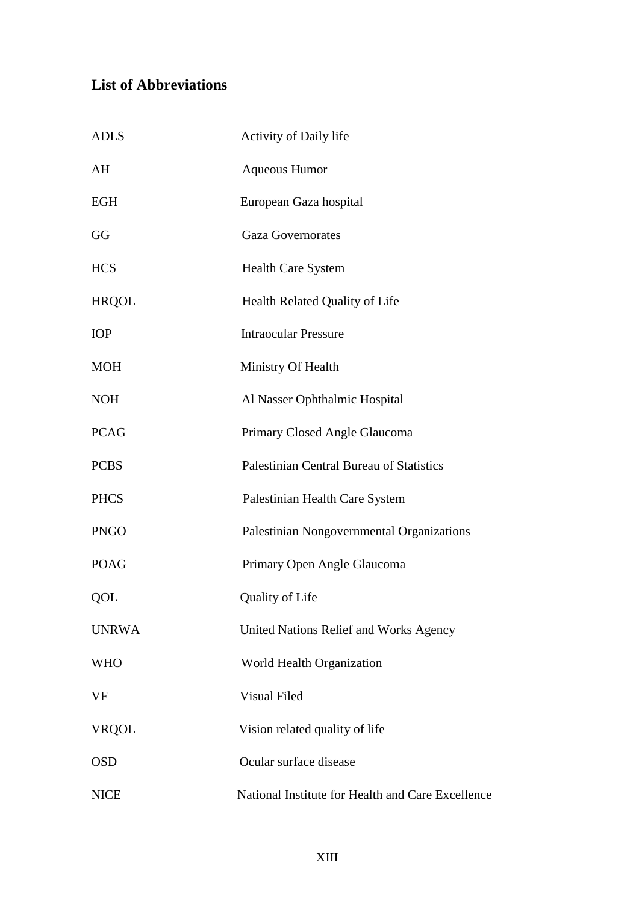## List of Abbreviations

| | |
|---|---|
| ADLS | Activity of Daily life |
| AH | Aqueous Humor |
| EGH | European Gaza hospital |
| GG | Gaza Governorates |
| HCS | Health Care System |
| HRQOL | Health Related Quality of Life |
| IOP | Intraocular Pressure |
| MOH | Ministry Of Health |
| NOH | Al Nasser Ophthalmic Hospital |
| PCAG | Primary Closed Angle Glaucoma |
| PCBS | Palestinian Central Bureau of Statistics |
| PHCS | Palestinian Health Care System |
| PNGO | Palestinian Nongovernmental Organizations |
| POAG | Primary Open Angle Glaucoma |
| QOL | Quality of Life |
| UNRWA | United Nations Relief and Works Agency |
| WHO | World Health Organization |
| VF | Visual Filed |
| VRQOL | Vision related quality of life |
| OSD | Ocular surface disease |
| NICE | National Institute for Health and Care Excellence |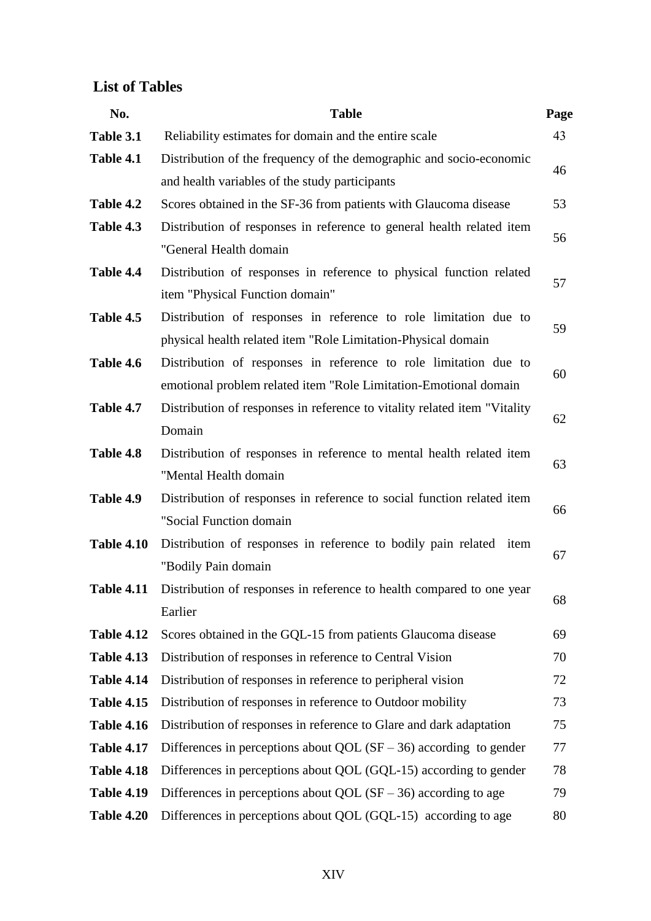## List of Tables

| No. | Table | Page |
|---|---|---|
| **Table 3.1** | Reliability estimates for domain and the entire scale | 43 |
| **Table 4.1** | Distribution of the frequency of the demographic and socio-economic and health variables of the study participants | 46 |
| **Table 4.2** | Scores obtained in the SF-36 from patients with Glaucoma disease | 53 |
| **Table 4.3** | Distribution of responses in reference to general health related item "General Health domain | 56 |
| **Table 4.4** | Distribution of responses in reference to physical function related item "Physical Function domain" | 57 |
| **Table 4.5** | Distribution of responses in reference to role limitation due to physical health related item "Role Limitation-Physical domain | 59 |
| **Table 4.6** | Distribution of responses in reference to role limitation due to emotional problem related item "Role Limitation-Emotional domain | 60 |
| **Table 4.7** | Distribution of responses in reference to vitality related item "Vitality Domain | 62 |
| **Table 4.8** | Distribution of responses in reference to mental health related item "Mental Health domain | 63 |
| **Table 4.9** | Distribution of responses in reference to social function related item "Social Function domain | 66 |
| **Table 4.10** | Distribution of responses in reference to bodily pain related item "Bodily Pain domain | 67 |
| **Table 4.11** | Distribution of responses in reference to health compared to one year Earlier | 68 |
| **Table 4.12** | Scores obtained in the GQL-15 from patients Glaucoma disease | 69 |
| **Table 4.13** | Distribution of responses in reference to Central Vision | 70 |
| **Table 4.14** | Distribution of responses in reference to peripheral vision | 72 |
| **Table 4.15** | Distribution of responses in reference to Outdoor mobility | 73 |
| **Table 4.16** | Distribution of responses in reference to Glare and dark adaptation | 75 |
| **Table 4.17** | Differences in perceptions about QOL (SF – 36) according to gender | 77 |
| **Table 4.18** | Differences in perceptions about QOL (GQL-15) according to gender | 78 |
| **Table 4.19** | Differences in perceptions about QOL (SF – 36) according to age | 79 |
| **Table 4.20** | Differences in perceptions about QOL (GQL-15) according to age | 80 |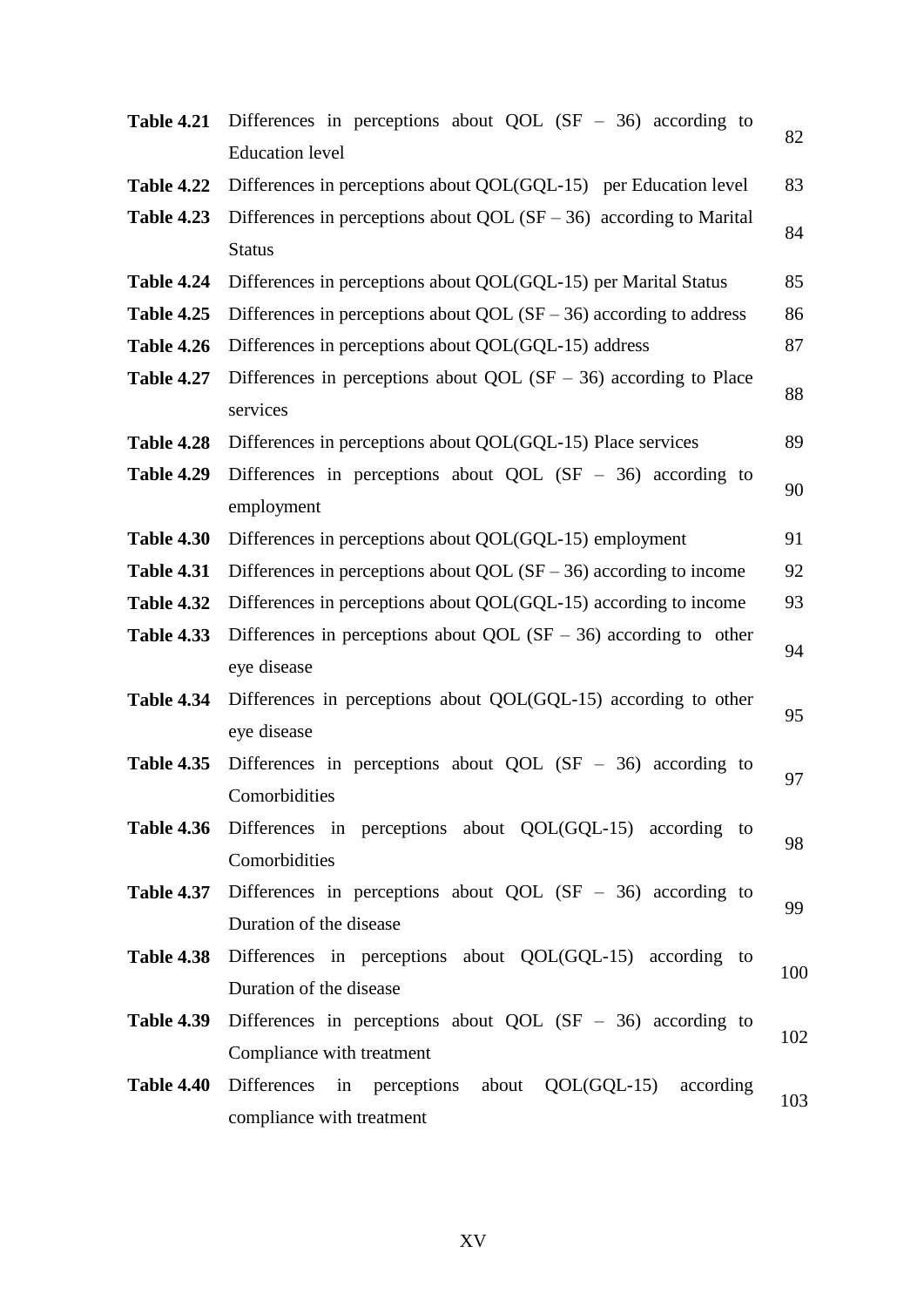| | | |
|---|---|---|
| **Table 4.21** | Differences in perceptions about QOL (SF – 36) according to Education level | 82 |
| **Table 4.22** | Differences in perceptions about QOL(GQL-15) per Education level | 83 |
| **Table 4.23** | Differences in perceptions about QOL (SF – 36) according to Marital Status | 84 |
| **Table 4.24** | Differences in perceptions about QOL(GQL-15) per Marital Status | 85 |
| **Table 4.25** | Differences in perceptions about QOL (SF – 36) according to address | 86 |
| **Table 4.26** | Differences in perceptions about QOL(GQL-15) address | 87 |
| **Table 4.27** | Differences in perceptions about QOL (SF – 36) according to Place services | 88 |
| **Table 4.28** | Differences in perceptions about QOL(GQL-15) Place services | 89 |
| **Table 4.29** | Differences in perceptions about QOL (SF – 36) according to employment | 90 |
| **Table 4.30** | Differences in perceptions about QOL(GQL-15) employment | 91 |
| **Table 4.31** | Differences in perceptions about QOL (SF – 36) according to income | 92 |
| **Table 4.32** | Differences in perceptions about QOL(GQL-15) according to income | 93 |
| **Table 4.33** | Differences in perceptions about QOL (SF – 36) according to other eye disease | 94 |
| **Table 4.34** | Differences in perceptions about QOL(GQL-15) according to other eye disease | 95 |
| **Table 4.35** | Differences in perceptions about QOL (SF – 36) according to Comorbidities | 97 |
| **Table 4.36** | Differences in perceptions about QOL(GQL-15) according to Comorbidities | 98 |
| **Table 4.37** | Differences in perceptions about QOL (SF – 36) according to Duration of the disease | 99 |
| **Table 4.38** | Differences in perceptions about QOL(GQL-15) according to Duration of the disease | 100 |
| **Table 4.39** | Differences in perceptions about QOL (SF – 36) according to Compliance with treatment | 102 |
| **Table 4.40** | Differences in perceptions about QOL(GQL-15) according compliance with treatment | 103 |